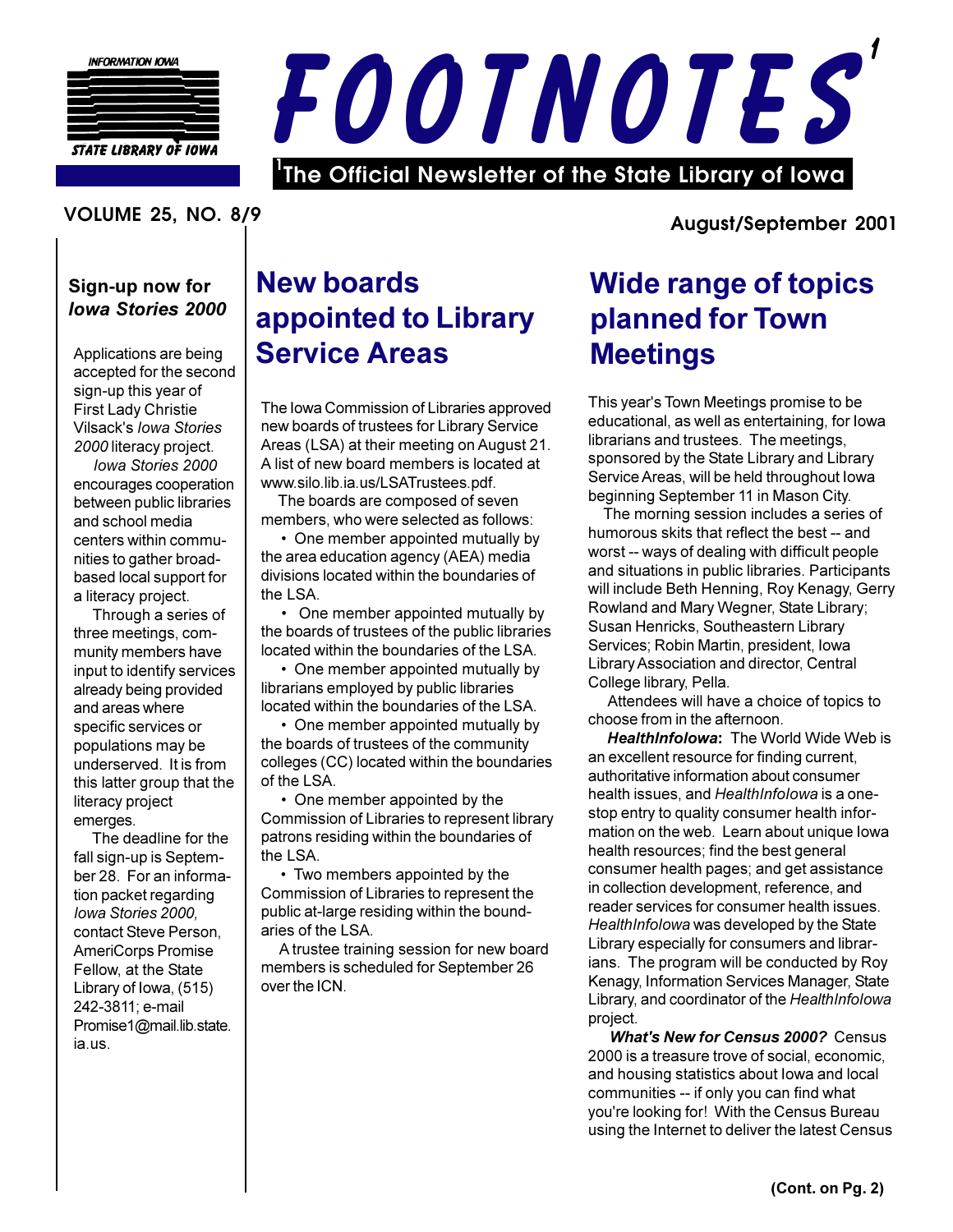INFORMATION IOWA

STATE LIBRARY OF IOWA

# FOOTNOTES[1]

[1]The Official Newsletter of the State Library of Iowa

VOLUME 25, NO. 8/9

August/September 2001

## Sign-up now for *Iowa Stories 2000*

Applications are being accepted for the second sign-up this year of First Lady Christie Vilsack's *Iowa Stories 2000* literacy project.

*Iowa Stories 2000* encourages cooperation between public libraries and school media centers within communities to gather broad-based local support for a literacy project.

Through a series of three meetings, community members have input to identify services already being provided and areas where specific services or populations may be underserved. It is from this latter group that the literacy project emerges.

The deadline for the fall sign-up is September 28. For an information packet regarding *Iowa Stories 2000,* contact Steve Person, AmeriCorps Promise Fellow, at the State Library of Iowa, (515) 242-3811; e-mail Promise1@mail.lib.state.ia.us.

## New boards appointed to Library Service Areas

The Iowa Commission of Libraries approved new boards of trustees for Library Service Areas (LSA) at their meeting on August 21. A list of new board members is located at www.silo.lib.ia.us/LSATrustees.pdf.

The boards are composed of seven members, who were selected as follows:

- One member appointed mutually by the area education agency (AEA) media divisions located within the boundaries of the LSA.
- One member appointed mutually by the boards of trustees of the public libraries located within the boundaries of the LSA.
- One member appointed mutually by librarians employed by public libraries located within the boundaries of the LSA.
- One member appointed mutually by the boards of trustees of the community colleges (CC) located within the boundaries of the LSA.
- One member appointed by the Commission of Libraries to represent library patrons residing within the boundaries of the LSA.
- Two members appointed by the Commission of Libraries to represent the public at-large residing within the boundaries of the LSA.

A trustee training session for new board members is scheduled for September 26 over the ICN.

## Wide range of topics planned for Town Meetings

This year's Town Meetings promise to be educational, as well as entertaining, for Iowa librarians and trustees. The meetings, sponsored by the State Library and Library Service Areas, will be held throughout Iowa beginning September 11 in Mason City.

The morning session includes a series of humorous skits that reflect the best -- and worst -- ways of dealing with difficult people and situations in public libraries. Participants will include Beth Henning, Roy Kenagy, Gerry Rowland and Mary Wegner, State Library; Susan Henricks, Southeastern Library Services; Robin Martin, president, Iowa Library Association and director, Central College library, Pella.

Attendees will have a choice of topics to choose from in the afternoon.

***HealthInfoIowa*:** The World Wide Web is an excellent resource for finding current, authoritative information about consumer health issues, and *HealthInfoIowa* is a one-stop entry to quality consumer health information on the web. Learn about unique Iowa health resources; find the best general consumer health pages; and get assistance in collection development, reference, and reader services for consumer health issues. *HealthInfoIowa* was developed by the State Library especially for consumers and librarians. The program will be conducted by Roy Kenagy, Information Services Manager, State Library, and coordinator of the *HealthInfoIowa* project.

***What's New for Census 2000?*** Census 2000 is a treasure trove of social, economic, and housing statistics about Iowa and local communities -- if only you can find what you're looking for! With the Census Bureau using the Internet to deliver the latest Census

**(Cont. on Pg. 2)**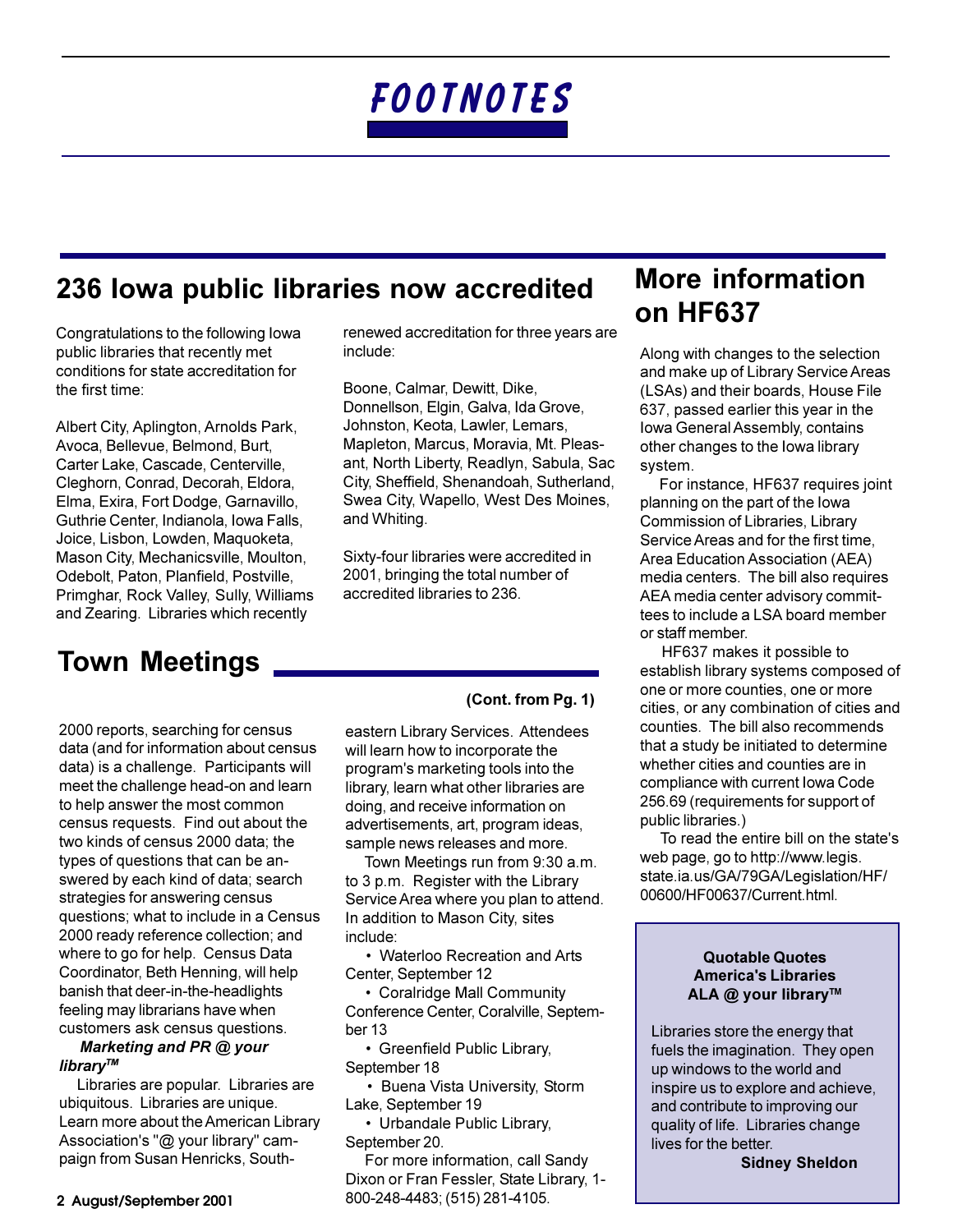# FOOTNOTES

## 236 Iowa public libraries now accredited

Congratulations to the following Iowa public libraries that recently met conditions for state accreditation for the first time:

Albert City, Aplington, Arnolds Park, Avoca, Bellevue, Belmond, Burt, Carter Lake, Cascade, Centerville, Cleghorn, Conrad, Decorah, Eldora, Elma, Exira, Fort Dodge, Garnavillo, Guthrie Center, Indianola, Iowa Falls, Joice, Lisbon, Lowden, Maquoketa, Mason City, Mechanicsville, Moulton, Odebolt, Paton, Planfield, Postville, Primghar, Rock Valley, Sully, Williams and Zearing. Libraries which recently renewed accreditation for three years are include:

Boone, Calmar, Dewitt, Dike, Donnellson, Elgin, Galva, Ida Grove, Johnston, Keota, Lawler, Lemars, Mapleton, Marcus, Moravia, Mt. Pleasant, North Liberty, Readlyn, Sabula, Sac City, Sheffield, Shenandoah, Sutherland, Swea City, Wapello, West Des Moines, and Whiting.

Sixty-four libraries were accredited in 2001, bringing the total number of accredited libraries to 236.

## Town Meetings

**(Cont. from Pg. 1)**

2000 reports, searching for census data (and for information about census data) is a challenge. Participants will meet the challenge head-on and learn to help answer the most common census requests. Find out about the two kinds of census 2000 data; the types of questions that can be answered by each kind of data; search strategies for answering census questions; what to include in a Census 2000 ready reference collection; and where to go for help. Census Data Coordinator, Beth Henning, will help banish that deer-in-the-headlights feeling may librarians have when customers ask census questions.

***Marketing and PR @ your library™***

Libraries are popular. Libraries are ubiquitous. Libraries are unique. Learn more about the American Library Association's "@ your library" campaign from Susan Henricks, Southeastern Library Services. Attendees will learn how to incorporate the program's marketing tools into the library, learn what other libraries are doing, and receive information on advertisements, art, program ideas, sample news releases and more.

Town Meetings run from 9:30 a.m. to 3 p.m. Register with the Library Service Area where you plan to attend. In addition to Mason City, sites include:

- Waterloo Recreation and Arts Center, September 12
- Coralridge Mall Community Conference Center, Coralville, September 13
- Greenfield Public Library, September 18
- Buena Vista University, Storm Lake, September 19
- Urbandale Public Library, September 20.

For more information, call Sandy Dixon or Fran Fessler, State Library, 1-800-248-4483; (515) 281-4105.

## More information on HF637

Along with changes to the selection and make up of Library Service Areas (LSAs) and their boards, House File 637, passed earlier this year in the Iowa General Assembly, contains other changes to the Iowa library system.

For instance, HF637 requires joint planning on the part of the Iowa Commission of Libraries, Library Service Areas and for the first time, Area Education Association (AEA) media centers. The bill also requires AEA media center advisory committees to include a LSA board member or staff member.

HF637 makes it possible to establish library systems composed of one or more counties, one or more cities, or any combination of cities and counties. The bill also recommends that a study be initiated to determine whether cities and counties are in compliance with current Iowa Code 256.69 (requirements for support of public libraries.)

To read the entire bill on the state's web page, go to http://www.legis.state.ia.us/GA/79GA/Legislation/HF/00600/HF00637/Current.html.

**Quotable Quotes**
**America's Libraries**
**ALA @ your library™**

Libraries store the energy that fuels the imagination. They open up windows to the world and inspire us to explore and achieve, and contribute to improving our quality of life. Libraries change lives for the better.

**Sidney Sheldon**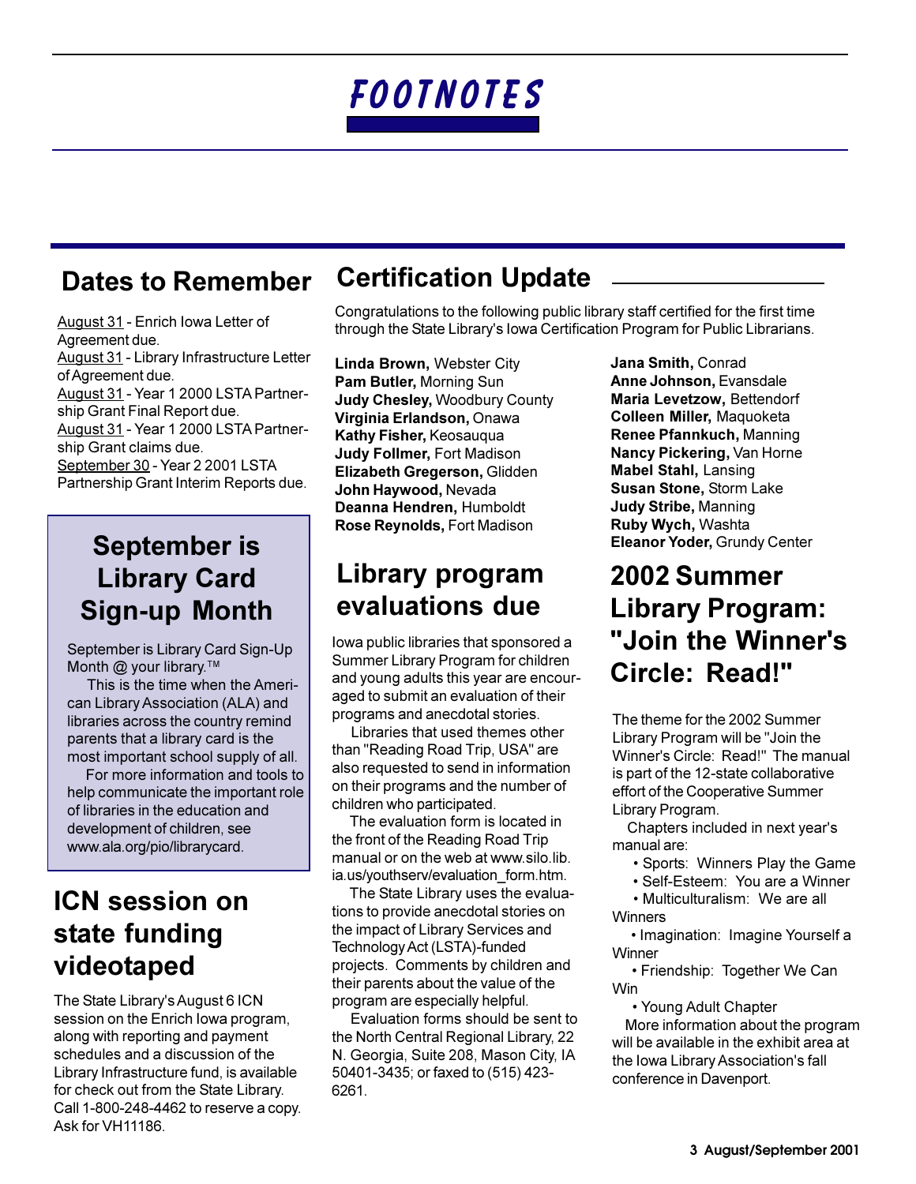# FOOTNOTES

## Dates to Remember

August 31 - Enrich Iowa Letter of Agreement due.
August 31 - Library Infrastructure Letter of Agreement due.
August 31 - Year 1 2000 LSTA Partnership Grant Final Report due.
August 31 - Year 1 2000 LSTA Partnership Grant claims due.
September 30 - Year 2 2001 LSTA Partnership Grant Interim Reports due.

## September is Library Card Sign-up Month

September is Library Card Sign-Up Month @ your library.™

This is the time when the American Library Association (ALA) and libraries across the country remind parents that a library card is the most important school supply of all.

For more information and tools to help communicate the important role of libraries in the education and development of children, see www.ala.org/pio/librarycard.

## ICN session on state funding videotaped

The State Library's August 6 ICN session on the Enrich Iowa program, along with reporting and payment schedules and a discussion of the Library Infrastructure fund, is available for check out from the State Library. Call 1-800-248-4462 to reserve a copy. Ask for VH11186.

## Certification Update

Congratulations to the following public library staff certified for the first time through the State Library's Iowa Certification Program for Public Librarians.

**Linda Brown,** Webster City
**Pam Butler,** Morning Sun
**Judy Chesley,** Woodbury County
**Virginia Erlandson,** Onawa
**Kathy Fisher,** Keosauqua
**Judy Follmer,** Fort Madison
**Elizabeth Gregerson,** Glidden
**John Haywood,** Nevada
**Deanna Hendren,** Humboldt
**Rose Reynolds,** Fort Madison
**Jana Smith,** Conrad
**Anne Johnson,** Evansdale
**Maria Levetzow,** Bettendorf
**Colleen Miller,** Maquoketa
**Renee Pfannkuch,** Manning
**Nancy Pickering,** Van Horne
**Mabel Stahl,** Lansing
**Susan Stone,** Storm Lake
**Judy Stribe,** Manning
**Ruby Wych,** Washta
**Eleanor Yoder,** Grundy Center

## Library program evaluations due

Iowa public libraries that sponsored a Summer Library Program for children and young adults this year are encouraged to submit an evaluation of their programs and anecdotal stories.

Libraries that used themes other than "Reading Road Trip, USA" are also requested to send in information on their programs and the number of children who participated.

The evaluation form is located in the front of the Reading Road Trip manual or on the web at www.silo.lib.ia.us/youthserv/evaluation_form.htm.

The State Library uses the evaluations to provide anecdotal stories on the impact of Library Services and Technology Act (LSTA)-funded projects. Comments by children and their parents about the value of the program are especially helpful.

Evaluation forms should be sent to the North Central Regional Library, 22 N. Georgia, Suite 208, Mason City, IA 50401-3435; or faxed to (515) 423-6261.

## 2002 Summer Library Program: "Join the Winner's Circle: Read!"

The theme for the 2002 Summer Library Program will be "Join the Winner's Circle: Read!" The manual is part of the 12-state collaborative effort of the Cooperative Summer Library Program.

Chapters included in next year's manual are:

- Sports: Winners Play the Game
- Self-Esteem: You are a Winner
- Multiculturalism: We are all Winners
- Imagination: Imagine Yourself a Winner
- Friendship: Together We Can Win
- Young Adult Chapter

More information about the program will be available in the exhibit area at the Iowa Library Association's fall conference in Davenport.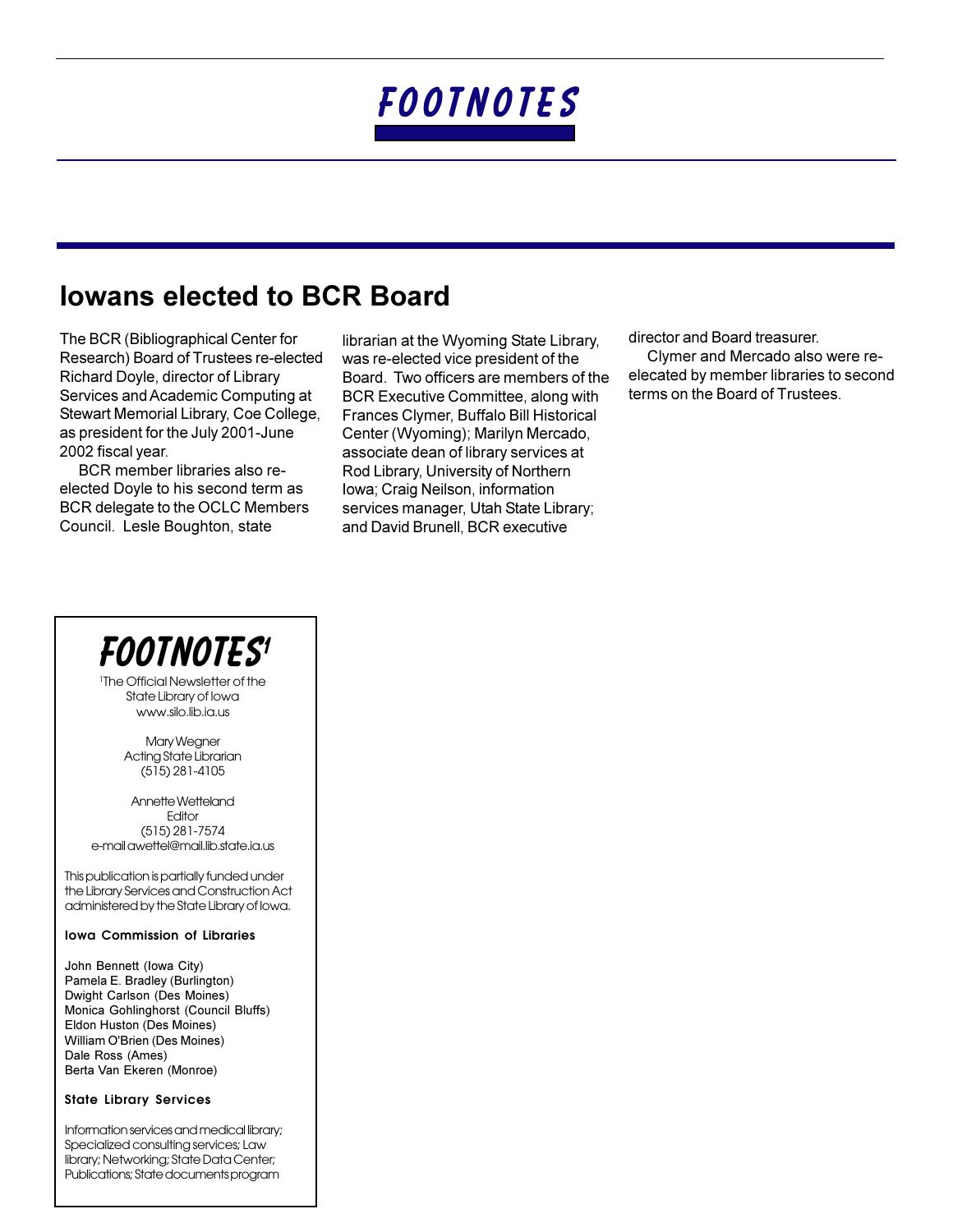# FOOTNOTES

## Iowans elected to BCR Board

The BCR (Bibliographical Center for Research) Board of Trustees re-elected Richard Doyle, director of Library Services and Academic Computing at Stewart Memorial Library, Coe College, as president for the July 2001-June 2002 fiscal year.

BCR member libraries also re-elected Doyle to his second term as BCR delegate to the OCLC Members Council. Lesle Boughton, state librarian at the Wyoming State Library, was re-elected vice president of the Board. Two officers are members of the BCR Executive Committee, along with Frances Clymer, Buffalo Bill Historical Center (Wyoming); Marilyn Mercado, associate dean of library services at Rod Library, University of Northern Iowa; Craig Neilson, information services manager, Utah State Library; and David Brunell, BCR executive director and Board treasurer.

Clymer and Mercado also were re-elecated by member libraries to second terms on the Board of Trustees.

---

**FOOTNOTES[1]**

[1]The Official Newsletter of the State Library of Iowa
www.silo.lib.ia.us

Mary Wegner
Acting State Librarian
(515) 281-4105

Annette Wetteland
Editor
(515) 281-7574
e-mail awettel@mail.lib.state.ia.us

This publication is partially funded under the Library Services and Construction Act administered by the State Library of Iowa.

**Iowa Commission of Libraries**

John Bennett (Iowa City)
Pamela E. Bradley (Burlington)
Dwight Carlson (Des Moines)
Monica Gohlinghorst (Council Bluffs)
Eldon Huston (Des Moines)
William O'Brien (Des Moines)
Dale Ross (Ames)
Berta Van Ekeren (Monroe)

**State Library Services**

Information services and medical library; Specialized consulting services; Law library; Networking; State Data Center; Publications; State documents program